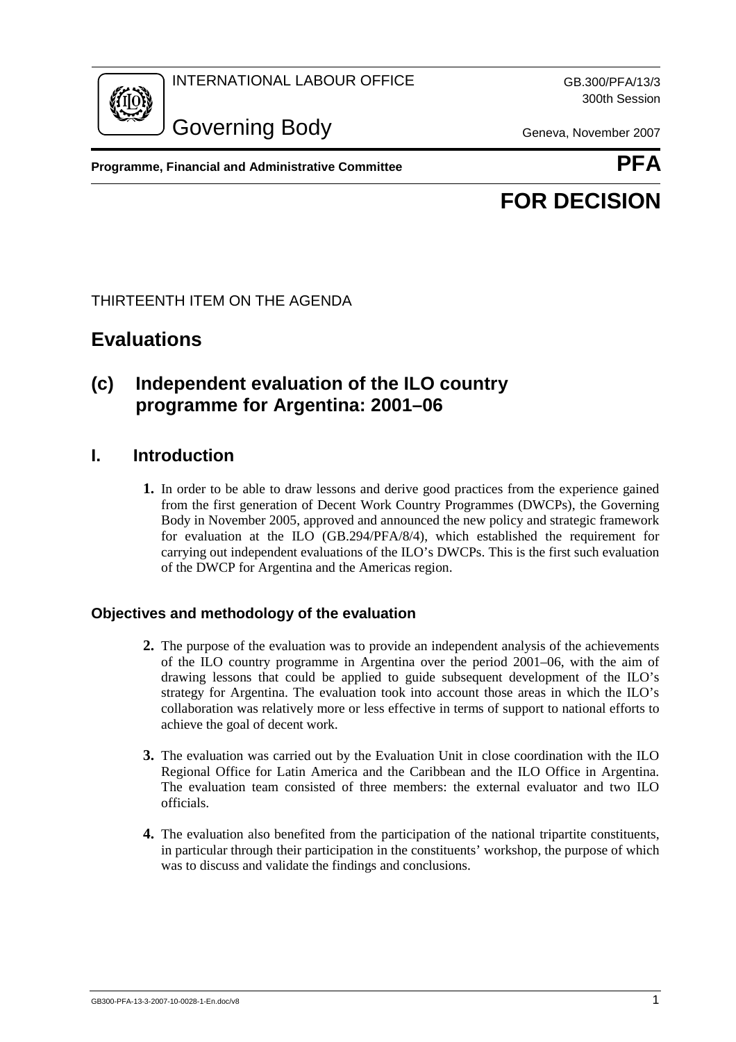INTERNATIONAL LABOUR OFFICE

GB.300/PFA/13/3
300th Session

# Governing Body

Geneva, November 2007

**Programme, Financial and Administrative Committee** **PFA**

**FOR DECISION**

THIRTEENTH ITEM ON THE AGENDA

# Evaluations

## (c) Independent evaluation of the ILO country programme for Argentina: 2001–06

## I. Introduction

**1.** In order to be able to draw lessons and derive good practices from the experience gained from the first generation of Decent Work Country Programmes (DWCPs), the Governing Body in November 2005, approved and announced the new policy and strategic framework for evaluation at the ILO (GB.294/PFA/8/4), which established the requirement for carrying out independent evaluations of the ILO's DWCPs. This is the first such evaluation of the DWCP for Argentina and the Americas region.

### Objectives and methodology of the evaluation

**2.** The purpose of the evaluation was to provide an independent analysis of the achievements of the ILO country programme in Argentina over the period 2001–06, with the aim of drawing lessons that could be applied to guide subsequent development of the ILO's strategy for Argentina. The evaluation took into account those areas in which the ILO's collaboration was relatively more or less effective in terms of support to national efforts to achieve the goal of decent work.

**3.** The evaluation was carried out by the Evaluation Unit in close coordination with the ILO Regional Office for Latin America and the Caribbean and the ILO Office in Argentina. The evaluation team consisted of three members: the external evaluator and two ILO officials.

**4.** The evaluation also benefited from the participation of the national tripartite constituents, in particular through their participation in the constituents' workshop, the purpose of which was to discuss and validate the findings and conclusions.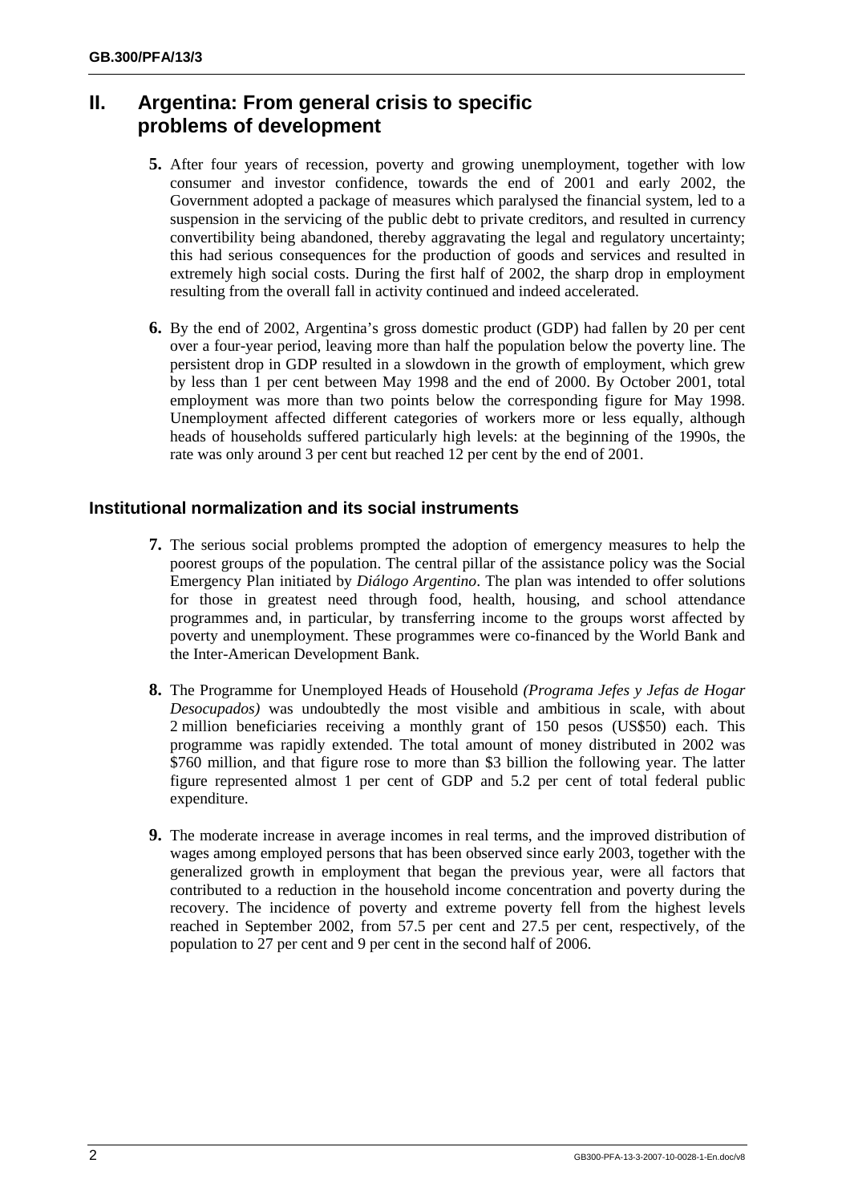## II. Argentina: From general crisis to specific problems of development

**5.** After four years of recession, poverty and growing unemployment, together with low consumer and investor confidence, towards the end of 2001 and early 2002, the Government adopted a package of measures which paralysed the financial system, led to a suspension in the servicing of the public debt to private creditors, and resulted in currency convertibility being abandoned, thereby aggravating the legal and regulatory uncertainty; this had serious consequences for the production of goods and services and resulted in extremely high social costs. During the first half of 2002, the sharp drop in employment resulting from the overall fall in activity continued and indeed accelerated.

**6.** By the end of 2002, Argentina's gross domestic product (GDP) had fallen by 20 per cent over a four-year period, leaving more than half the population below the poverty line. The persistent drop in GDP resulted in a slowdown in the growth of employment, which grew by less than 1 per cent between May 1998 and the end of 2000. By October 2001, total employment was more than two points below the corresponding figure for May 1998. Unemployment affected different categories of workers more or less equally, although heads of households suffered particularly high levels: at the beginning of the 1990s, the rate was only around 3 per cent but reached 12 per cent by the end of 2001.

### Institutional normalization and its social instruments

**7.** The serious social problems prompted the adoption of emergency measures to help the poorest groups of the population. The central pillar of the assistance policy was the Social Emergency Plan initiated by *Diálogo Argentino*. The plan was intended to offer solutions for those in greatest need through food, health, housing, and school attendance programmes and, in particular, by transferring income to the groups worst affected by poverty and unemployment. These programmes were co-financed by the World Bank and the Inter-American Development Bank.

**8.** The Programme for Unemployed Heads of Household *(Programa Jefes y Jefas de Hogar Desocupados)* was undoubtedly the most visible and ambitious in scale, with about 2 million beneficiaries receiving a monthly grant of 150 pesos (US$50) each. This programme was rapidly extended. The total amount of money distributed in 2002 was $760 million, and that figure rose to more than $3 billion the following year. The latter figure represented almost 1 per cent of GDP and 5.2 per cent of total federal public expenditure.

**9.** The moderate increase in average incomes in real terms, and the improved distribution of wages among employed persons that has been observed since early 2003, together with the generalized growth in employment that began the previous year, were all factors that contributed to a reduction in the household income concentration and poverty during the recovery. The incidence of poverty and extreme poverty fell from the highest levels reached in September 2002, from 57.5 per cent and 27.5 per cent, respectively, of the population to 27 per cent and 9 per cent in the second half of 2006.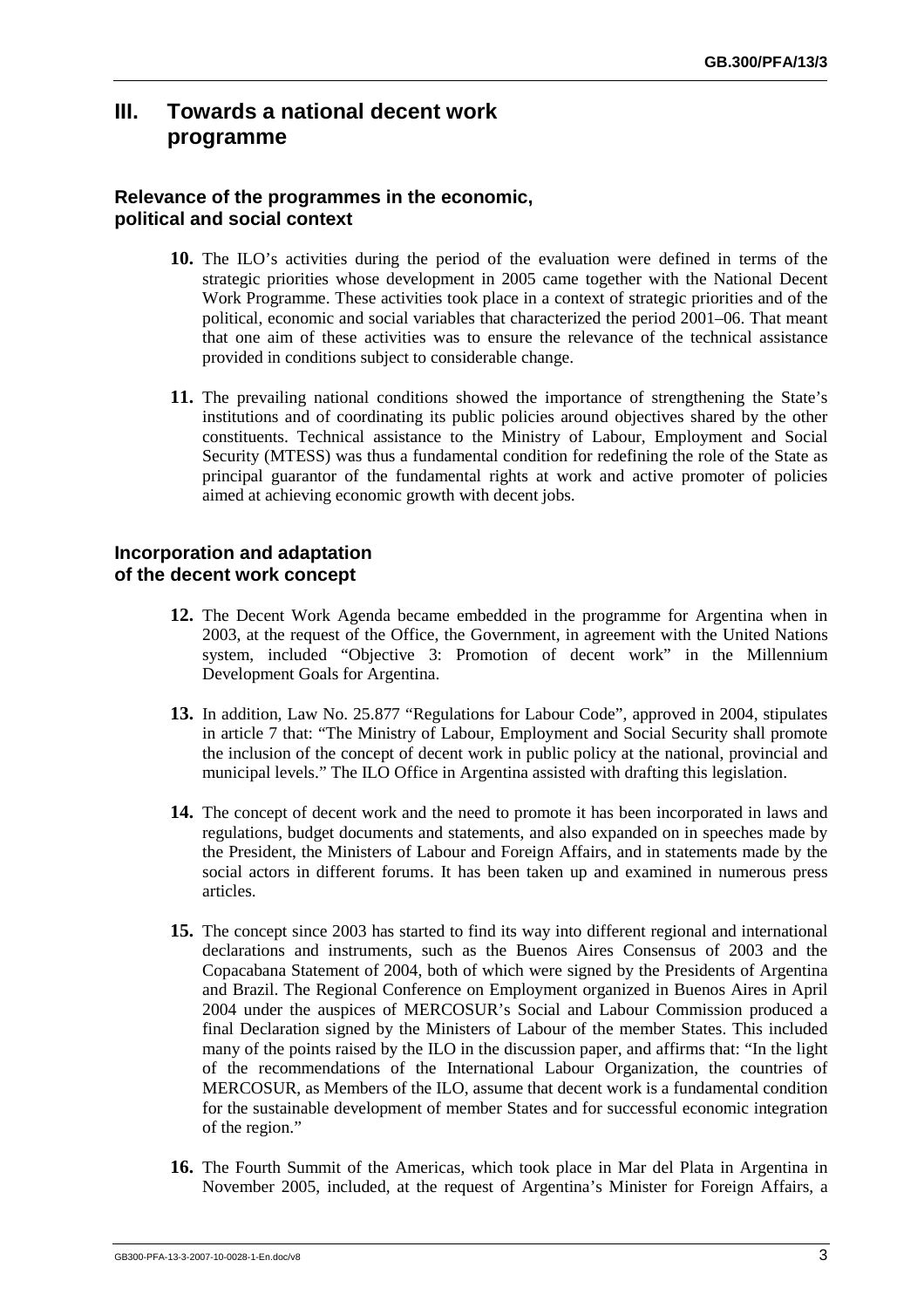## III. Towards a national decent work programme

### Relevance of the programmes in the economic, political and social context

**10.** The ILO's activities during the period of the evaluation were defined in terms of the strategic priorities whose development in 2005 came together with the National Decent Work Programme. These activities took place in a context of strategic priorities and of the political, economic and social variables that characterized the period 2001–06. That meant that one aim of these activities was to ensure the relevance of the technical assistance provided in conditions subject to considerable change.

**11.** The prevailing national conditions showed the importance of strengthening the State's institutions and of coordinating its public policies around objectives shared by the other constituents. Technical assistance to the Ministry of Labour, Employment and Social Security (MTESS) was thus a fundamental condition for redefining the role of the State as principal guarantor of the fundamental rights at work and active promoter of policies aimed at achieving economic growth with decent jobs.

### Incorporation and adaptation of the decent work concept

**12.** The Decent Work Agenda became embedded in the programme for Argentina when in 2003, at the request of the Office, the Government, in agreement with the United Nations system, included "Objective 3: Promotion of decent work" in the Millennium Development Goals for Argentina.

**13.** In addition, Law No. 25.877 "Regulations for Labour Code", approved in 2004, stipulates in article 7 that: "The Ministry of Labour, Employment and Social Security shall promote the inclusion of the concept of decent work in public policy at the national, provincial and municipal levels." The ILO Office in Argentina assisted with drafting this legislation.

**14.** The concept of decent work and the need to promote it has been incorporated in laws and regulations, budget documents and statements, and also expanded on in speeches made by the President, the Ministers of Labour and Foreign Affairs, and in statements made by the social actors in different forums. It has been taken up and examined in numerous press articles.

**15.** The concept since 2003 has started to find its way into different regional and international declarations and instruments, such as the Buenos Aires Consensus of 2003 and the Copacabana Statement of 2004, both of which were signed by the Presidents of Argentina and Brazil. The Regional Conference on Employment organized in Buenos Aires in April 2004 under the auspices of MERCOSUR's Social and Labour Commission produced a final Declaration signed by the Ministers of Labour of the member States. This included many of the points raised by the ILO in the discussion paper, and affirms that: "In the light of the recommendations of the International Labour Organization, the countries of MERCOSUR, as Members of the ILO, assume that decent work is a fundamental condition for the sustainable development of member States and for successful economic integration of the region."

**16.** The Fourth Summit of the Americas, which took place in Mar del Plata in Argentina in November 2005, included, at the request of Argentina's Minister for Foreign Affairs, a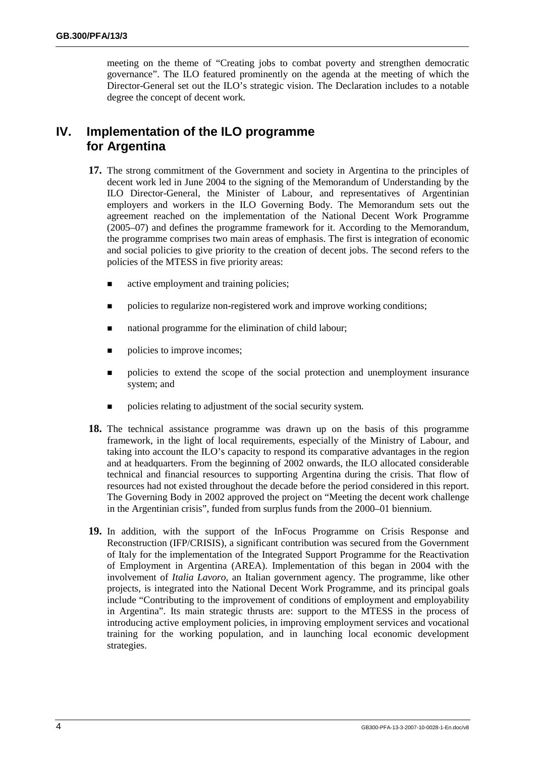meeting on the theme of "Creating jobs to combat poverty and strengthen democratic governance". The ILO featured prominently on the agenda at the meeting of which the Director-General set out the ILO's strategic vision. The Declaration includes to a notable degree the concept of decent work.

## IV. Implementation of the ILO programme for Argentina

**17.** The strong commitment of the Government and society in Argentina to the principles of decent work led in June 2004 to the signing of the Memorandum of Understanding by the ILO Director-General, the Minister of Labour, and representatives of Argentinian employers and workers in the ILO Governing Body. The Memorandum sets out the agreement reached on the implementation of the National Decent Work Programme (2005–07) and defines the programme framework for it. According to the Memorandum, the programme comprises two main areas of emphasis. The first is integration of economic and social policies to give priority to the creation of decent jobs. The second refers to the policies of the MTESS in five priority areas:

- active employment and training policies;
- policies to regularize non-registered work and improve working conditions;
- national programme for the elimination of child labour;
- policies to improve incomes;
- policies to extend the scope of the social protection and unemployment insurance system; and
- policies relating to adjustment of the social security system.

**18.** The technical assistance programme was drawn up on the basis of this programme framework, in the light of local requirements, especially of the Ministry of Labour, and taking into account the ILO's capacity to respond its comparative advantages in the region and at headquarters. From the beginning of 2002 onwards, the ILO allocated considerable technical and financial resources to supporting Argentina during the crisis. That flow of resources had not existed throughout the decade before the period considered in this report. The Governing Body in 2002 approved the project on "Meeting the decent work challenge in the Argentinian crisis", funded from surplus funds from the 2000–01 biennium.

**19.** In addition, with the support of the InFocus Programme on Crisis Response and Reconstruction (IFP/CRISIS), a significant contribution was secured from the Government of Italy for the implementation of the Integrated Support Programme for the Reactivation of Employment in Argentina (AREA). Implementation of this began in 2004 with the involvement of *Italia Lavoro*, an Italian government agency. The programme, like other projects, is integrated into the National Decent Work Programme, and its principal goals include "Contributing to the improvement of conditions of employment and employability in Argentina". Its main strategic thrusts are: support to the MTESS in the process of introducing active employment policies, in improving employment services and vocational training for the working population, and in launching local economic development strategies.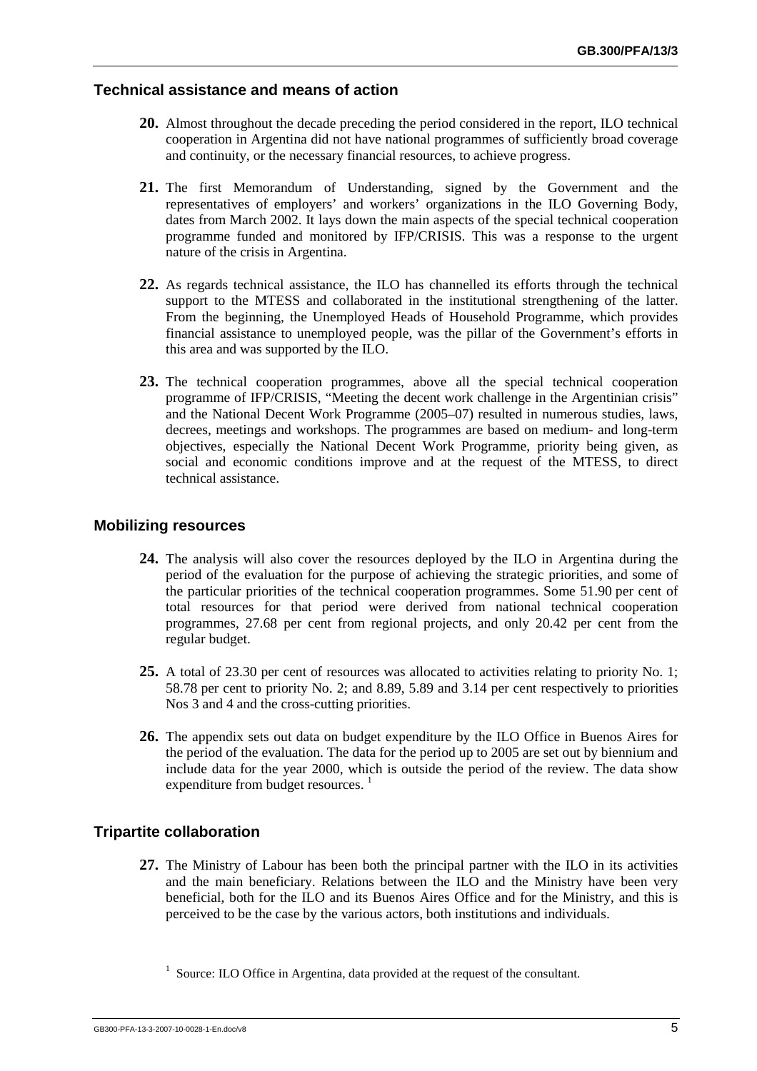## Technical assistance and means of action

**20.** Almost throughout the decade preceding the period considered in the report, ILO technical cooperation in Argentina did not have national programmes of sufficiently broad coverage and continuity, or the necessary financial resources, to achieve progress.

**21.** The first Memorandum of Understanding, signed by the Government and the representatives of employers' and workers' organizations in the ILO Governing Body, dates from March 2002. It lays down the main aspects of the special technical cooperation programme funded and monitored by IFP/CRISIS. This was a response to the urgent nature of the crisis in Argentina.

**22.** As regards technical assistance, the ILO has channelled its efforts through the technical support to the MTESS and collaborated in the institutional strengthening of the latter. From the beginning, the Unemployed Heads of Household Programme, which provides financial assistance to unemployed people, was the pillar of the Government's efforts in this area and was supported by the ILO.

**23.** The technical cooperation programmes, above all the special technical cooperation programme of IFP/CRISIS, "Meeting the decent work challenge in the Argentinian crisis" and the National Decent Work Programme (2005–07) resulted in numerous studies, laws, decrees, meetings and workshops. The programmes are based on medium- and long-term objectives, especially the National Decent Work Programme, priority being given, as social and economic conditions improve and at the request of the MTESS, to direct technical assistance.

## Mobilizing resources

**24.** The analysis will also cover the resources deployed by the ILO in Argentina during the period of the evaluation for the purpose of achieving the strategic priorities, and some of the particular priorities of the technical cooperation programmes. Some 51.90 per cent of total resources for that period were derived from national technical cooperation programmes, 27.68 per cent from regional projects, and only 20.42 per cent from the regular budget.

**25.** A total of 23.30 per cent of resources was allocated to activities relating to priority No. 1; 58.78 per cent to priority No. 2; and 8.89, 5.89 and 3.14 per cent respectively to priorities Nos 3 and 4 and the cross-cutting priorities.

**26.** The appendix sets out data on budget expenditure by the ILO Office in Buenos Aires for the period of the evaluation. The data for the period up to 2005 are set out by biennium and include data for the year 2000, which is outside the period of the review. The data show expenditure from budget resources. [1]

## Tripartite collaboration

**27.** The Ministry of Labour has been both the principal partner with the ILO in its activities and the main beneficiary. Relations between the ILO and the Ministry have been very beneficial, both for the ILO and its Buenos Aires Office and for the Ministry, and this is perceived to be the case by the various actors, both institutions and individuals.

[1] Source: ILO Office in Argentina, data provided at the request of the consultant.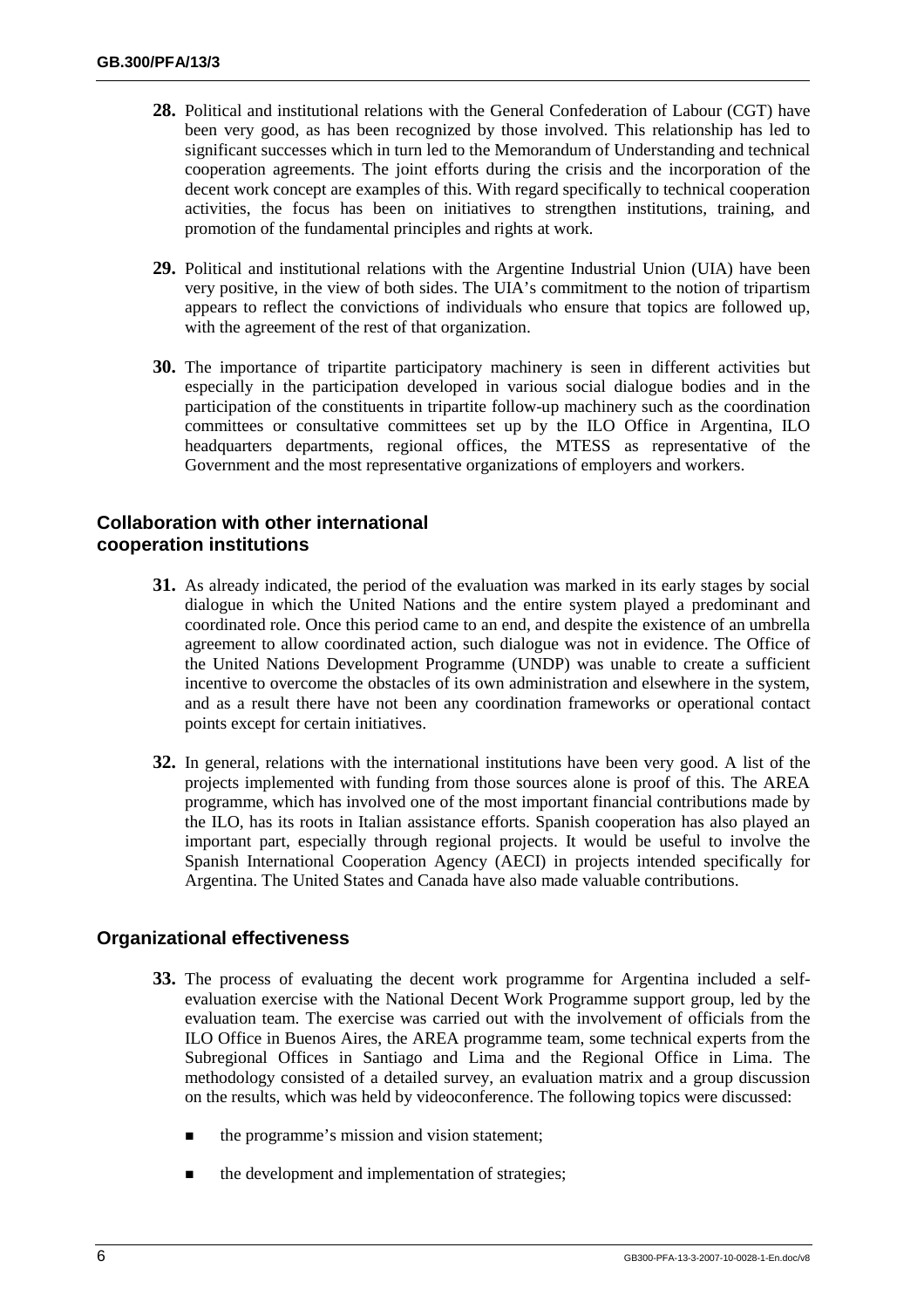**28.** Political and institutional relations with the General Confederation of Labour (CGT) have been very good, as has been recognized by those involved. This relationship has led to significant successes which in turn led to the Memorandum of Understanding and technical cooperation agreements. The joint efforts during the crisis and the incorporation of the decent work concept are examples of this. With regard specifically to technical cooperation activities, the focus has been on initiatives to strengthen institutions, training, and promotion of the fundamental principles and rights at work.

**29.** Political and institutional relations with the Argentine Industrial Union (UIA) have been very positive, in the view of both sides. The UIA's commitment to the notion of tripartism appears to reflect the convictions of individuals who ensure that topics are followed up, with the agreement of the rest of that organization.

**30.** The importance of tripartite participatory machinery is seen in different activities but especially in the participation developed in various social dialogue bodies and in the participation of the constituents in tripartite follow-up machinery such as the coordination committees or consultative committees set up by the ILO Office in Argentina, ILO headquarters departments, regional offices, the MTESS as representative of the Government and the most representative organizations of employers and workers.

### Collaboration with other international cooperation institutions

**31.** As already indicated, the period of the evaluation was marked in its early stages by social dialogue in which the United Nations and the entire system played a predominant and coordinated role. Once this period came to an end, and despite the existence of an umbrella agreement to allow coordinated action, such dialogue was not in evidence. The Office of the United Nations Development Programme (UNDP) was unable to create a sufficient incentive to overcome the obstacles of its own administration and elsewhere in the system, and as a result there have not been any coordination frameworks or operational contact points except for certain initiatives.

**32.** In general, relations with the international institutions have been very good. A list of the projects implemented with funding from those sources alone is proof of this. The AREA programme, which has involved one of the most important financial contributions made by the ILO, has its roots in Italian assistance efforts. Spanish cooperation has also played an important part, especially through regional projects. It would be useful to involve the Spanish International Cooperation Agency (AECI) in projects intended specifically for Argentina. The United States and Canada have also made valuable contributions.

### Organizational effectiveness

**33.** The process of evaluating the decent work programme for Argentina included a self-evaluation exercise with the National Decent Work Programme support group, led by the evaluation team. The exercise was carried out with the involvement of officials from the ILO Office in Buenos Aires, the AREA programme team, some technical experts from the Subregional Offices in Santiago and Lima and the Regional Office in Lima. The methodology consisted of a detailed survey, an evaluation matrix and a group discussion on the results, which was held by videoconference. The following topics were discussed:

- the programme's mission and vision statement;
- the development and implementation of strategies;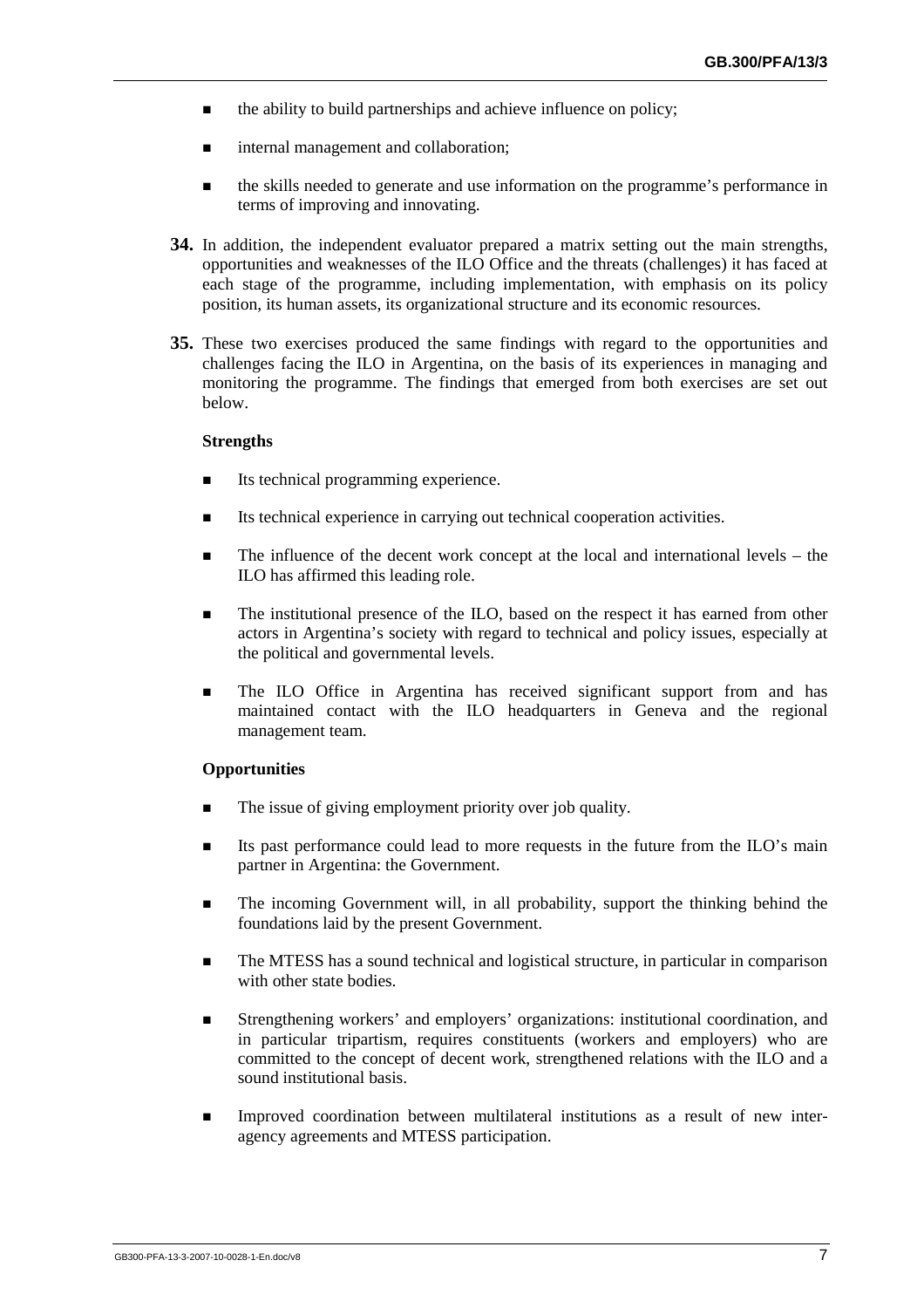- the ability to build partnerships and achieve influence on policy;
- internal management and collaboration;
- the skills needed to generate and use information on the programme's performance in terms of improving and innovating.

**34.** In addition, the independent evaluator prepared a matrix setting out the main strengths, opportunities and weaknesses of the ILO Office and the threats (challenges) it has faced at each stage of the programme, including implementation, with emphasis on its policy position, its human assets, its organizational structure and its economic resources.

**35.** These two exercises produced the same findings with regard to the opportunities and challenges facing the ILO in Argentina, on the basis of its experiences in managing and monitoring the programme. The findings that emerged from both exercises are set out below.

**Strengths**

- Its technical programming experience.
- Its technical experience in carrying out technical cooperation activities.
- The influence of the decent work concept at the local and international levels – the ILO has affirmed this leading role.
- The institutional presence of the ILO, based on the respect it has earned from other actors in Argentina's society with regard to technical and policy issues, especially at the political and governmental levels.
- The ILO Office in Argentina has received significant support from and has maintained contact with the ILO headquarters in Geneva and the regional management team.

**Opportunities**

- The issue of giving employment priority over job quality.
- Its past performance could lead to more requests in the future from the ILO's main partner in Argentina: the Government.
- The incoming Government will, in all probability, support the thinking behind the foundations laid by the present Government.
- The MTESS has a sound technical and logistical structure, in particular in comparison with other state bodies.
- Strengthening workers' and employers' organizations: institutional coordination, and in particular tripartism, requires constituents (workers and employers) who are committed to the concept of decent work, strengthened relations with the ILO and a sound institutional basis.
- Improved coordination between multilateral institutions as a result of new inter-agency agreements and MTESS participation.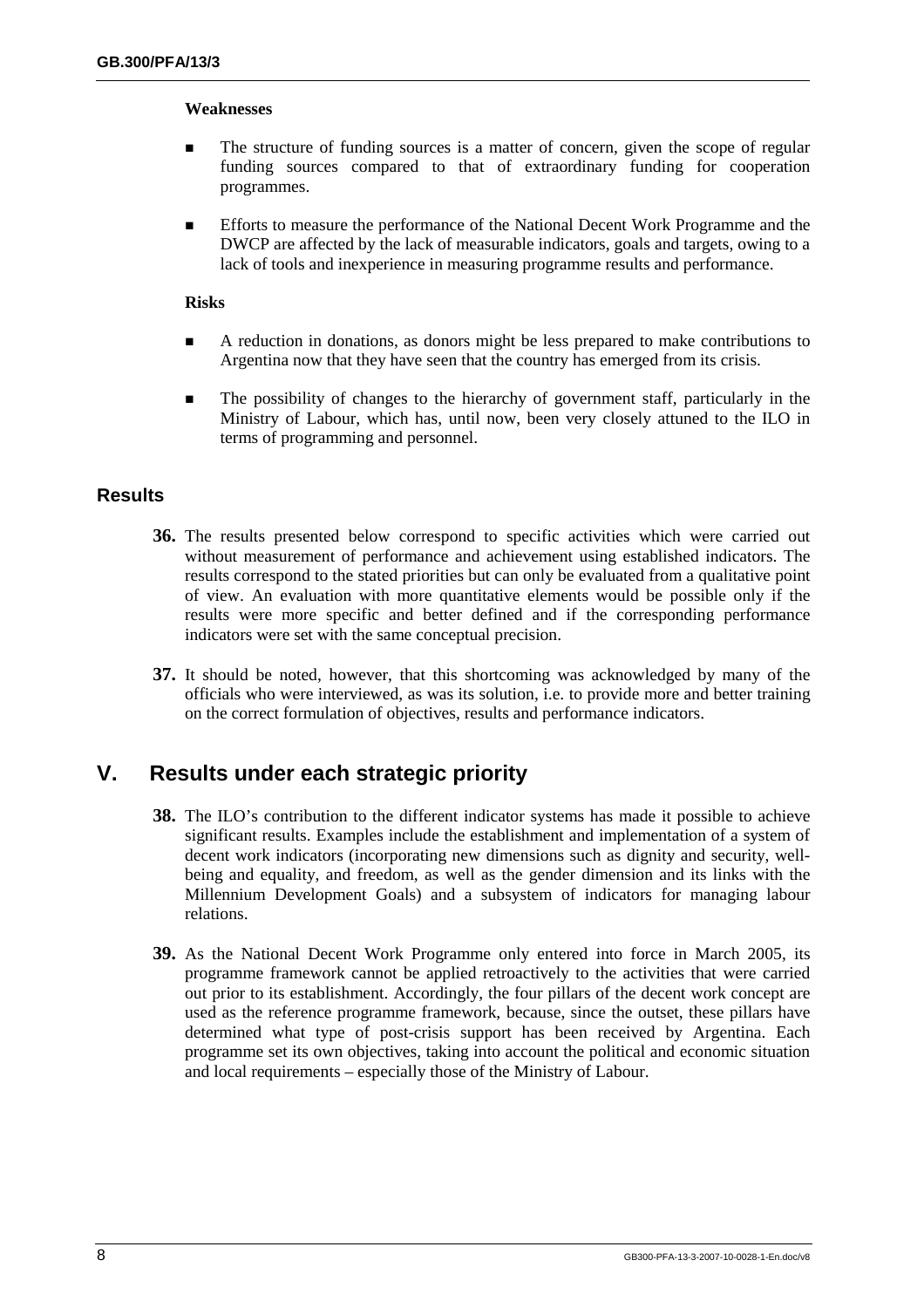**Weaknesses**

- The structure of funding sources is a matter of concern, given the scope of regular funding sources compared to that of extraordinary funding for cooperation programmes.
- Efforts to measure the performance of the National Decent Work Programme and the DWCP are affected by the lack of measurable indicators, goals and targets, owing to a lack of tools and inexperience in measuring programme results and performance.

**Risks**

- A reduction in donations, as donors might be less prepared to make contributions to Argentina now that they have seen that the country has emerged from its crisis.
- The possibility of changes to the hierarchy of government staff, particularly in the Ministry of Labour, which has, until now, been very closely attuned to the ILO in terms of programming and personnel.

### Results

**36.** The results presented below correspond to specific activities which were carried out without measurement of performance and achievement using established indicators. The results correspond to the stated priorities but can only be evaluated from a qualitative point of view. An evaluation with more quantitative elements would be possible only if the results were more specific and better defined and if the corresponding performance indicators were set with the same conceptual precision.

**37.** It should be noted, however, that this shortcoming was acknowledged by many of the officials who were interviewed, as was its solution, i.e. to provide more and better training on the correct formulation of objectives, results and performance indicators.

## V. Results under each strategic priority

**38.** The ILO's contribution to the different indicator systems has made it possible to achieve significant results. Examples include the establishment and implementation of a system of decent work indicators (incorporating new dimensions such as dignity and security, well-being and equality, and freedom, as well as the gender dimension and its links with the Millennium Development Goals) and a subsystem of indicators for managing labour relations.

**39.** As the National Decent Work Programme only entered into force in March 2005, its programme framework cannot be applied retroactively to the activities that were carried out prior to its establishment. Accordingly, the four pillars of the decent work concept are used as the reference programme framework, because, since the outset, these pillars have determined what type of post-crisis support has been received by Argentina. Each programme set its own objectives, taking into account the political and economic situation and local requirements – especially those of the Ministry of Labour.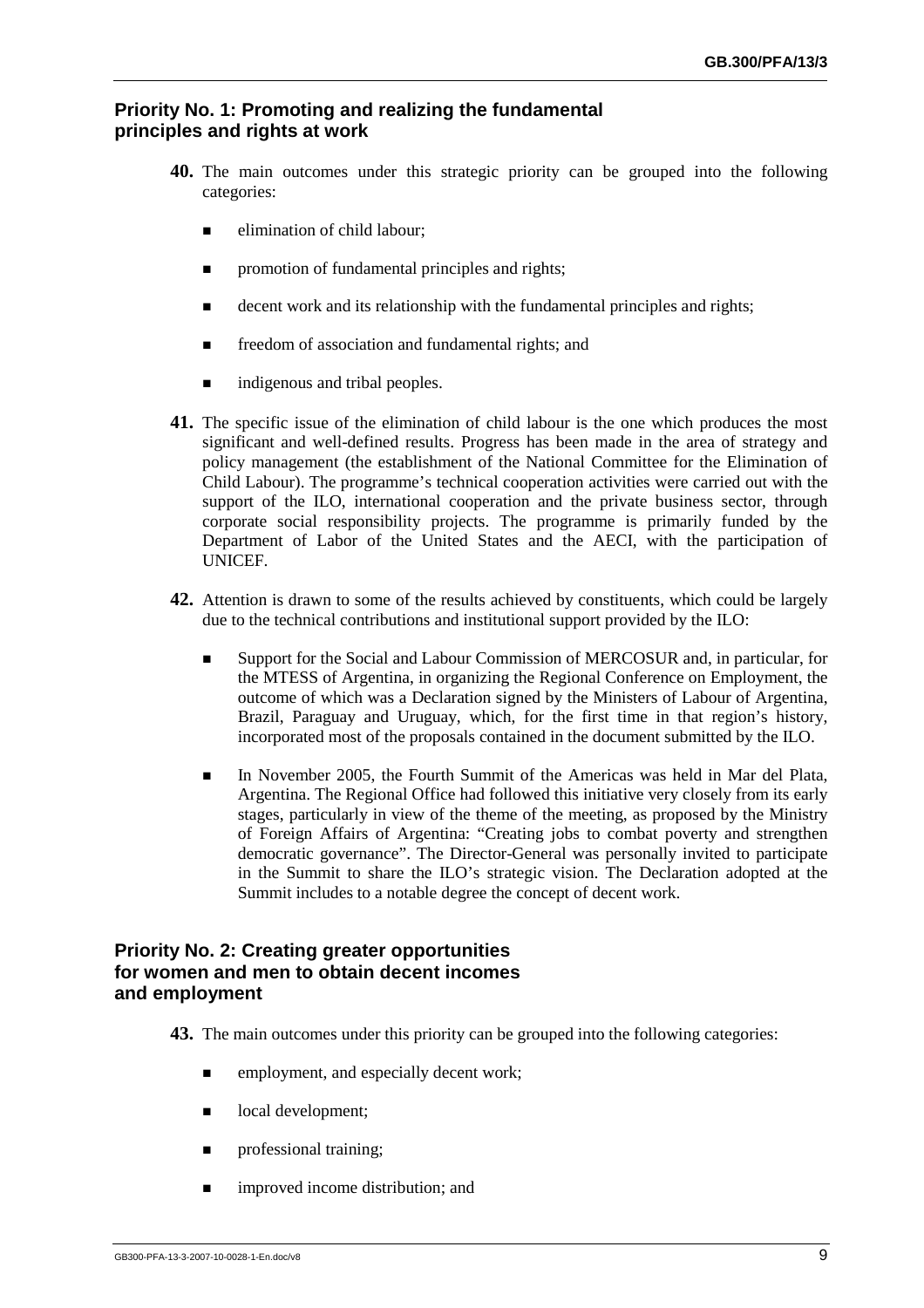## Priority No. 1: Promoting and realizing the fundamental principles and rights at work

**40.** The main outcomes under this strategic priority can be grouped into the following categories:

- elimination of child labour;
- promotion of fundamental principles and rights;
- decent work and its relationship with the fundamental principles and rights;
- freedom of association and fundamental rights; and
- indigenous and tribal peoples.

**41.** The specific issue of the elimination of child labour is the one which produces the most significant and well-defined results. Progress has been made in the area of strategy and policy management (the establishment of the National Committee for the Elimination of Child Labour). The programme's technical cooperation activities were carried out with the support of the ILO, international cooperation and the private business sector, through corporate social responsibility projects. The programme is primarily funded by the Department of Labor of the United States and the AECI, with the participation of UNICEF.

**42.** Attention is drawn to some of the results achieved by constituents, which could be largely due to the technical contributions and institutional support provided by the ILO:

- Support for the Social and Labour Commission of MERCOSUR and, in particular, for the MTESS of Argentina, in organizing the Regional Conference on Employment, the outcome of which was a Declaration signed by the Ministers of Labour of Argentina, Brazil, Paraguay and Uruguay, which, for the first time in that region's history, incorporated most of the proposals contained in the document submitted by the ILO.
- In November 2005, the Fourth Summit of the Americas was held in Mar del Plata, Argentina. The Regional Office had followed this initiative very closely from its early stages, particularly in view of the theme of the meeting, as proposed by the Ministry of Foreign Affairs of Argentina: "Creating jobs to combat poverty and strengthen democratic governance". The Director-General was personally invited to participate in the Summit to share the ILO's strategic vision. The Declaration adopted at the Summit includes to a notable degree the concept of decent work.

## Priority No. 2: Creating greater opportunities for women and men to obtain decent incomes and employment

**43.** The main outcomes under this priority can be grouped into the following categories:

- employment, and especially decent work;
- local development;
- professional training;
- improved income distribution; and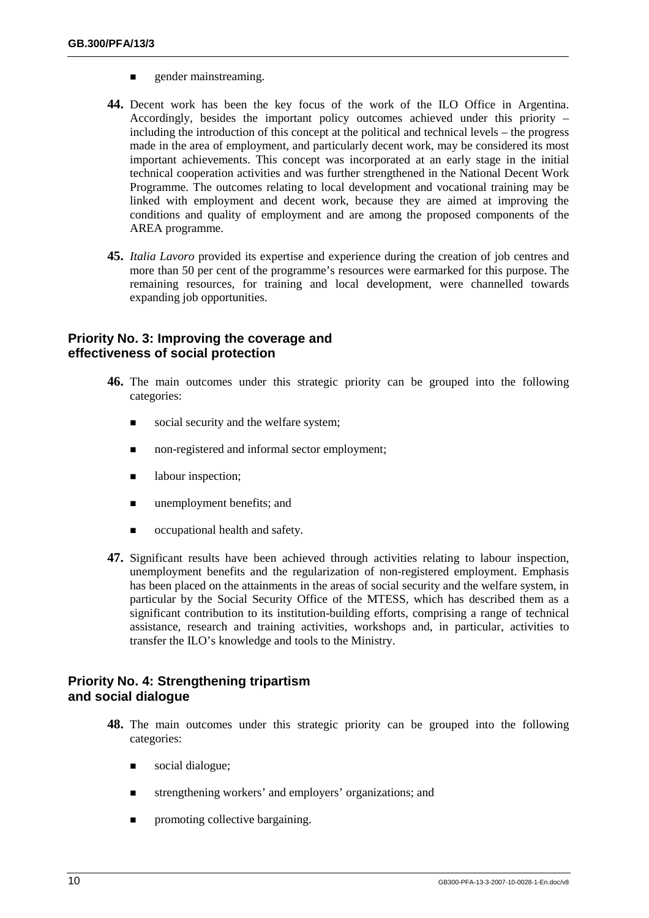- gender mainstreaming.

**44.** Decent work has been the key focus of the work of the ILO Office in Argentina. Accordingly, besides the important policy outcomes achieved under this priority – including the introduction of this concept at the political and technical levels – the progress made in the area of employment, and particularly decent work, may be considered its most important achievements. This concept was incorporated at an early stage in the initial technical cooperation activities and was further strengthened in the National Decent Work Programme. The outcomes relating to local development and vocational training may be linked with employment and decent work, because they are aimed at improving the conditions and quality of employment and are among the proposed components of the AREA programme.

**45.** *Italia Lavoro* provided its expertise and experience during the creation of job centres and more than 50 per cent of the programme's resources were earmarked for this purpose. The remaining resources, for training and local development, were channelled towards expanding job opportunities.

### Priority No. 3: Improving the coverage and effectiveness of social protection

**46.** The main outcomes under this strategic priority can be grouped into the following categories:

- social security and the welfare system;
- non-registered and informal sector employment;
- labour inspection;
- unemployment benefits; and
- occupational health and safety.

**47.** Significant results have been achieved through activities relating to labour inspection, unemployment benefits and the regularization of non-registered employment. Emphasis has been placed on the attainments in the areas of social security and the welfare system, in particular by the Social Security Office of the MTESS, which has described them as a significant contribution to its institution-building efforts, comprising a range of technical assistance, research and training activities, workshops and, in particular, activities to transfer the ILO's knowledge and tools to the Ministry.

### Priority No. 4: Strengthening tripartism and social dialogue

**48.** The main outcomes under this strategic priority can be grouped into the following categories:

- social dialogue;
- strengthening workers' and employers' organizations; and
- promoting collective bargaining.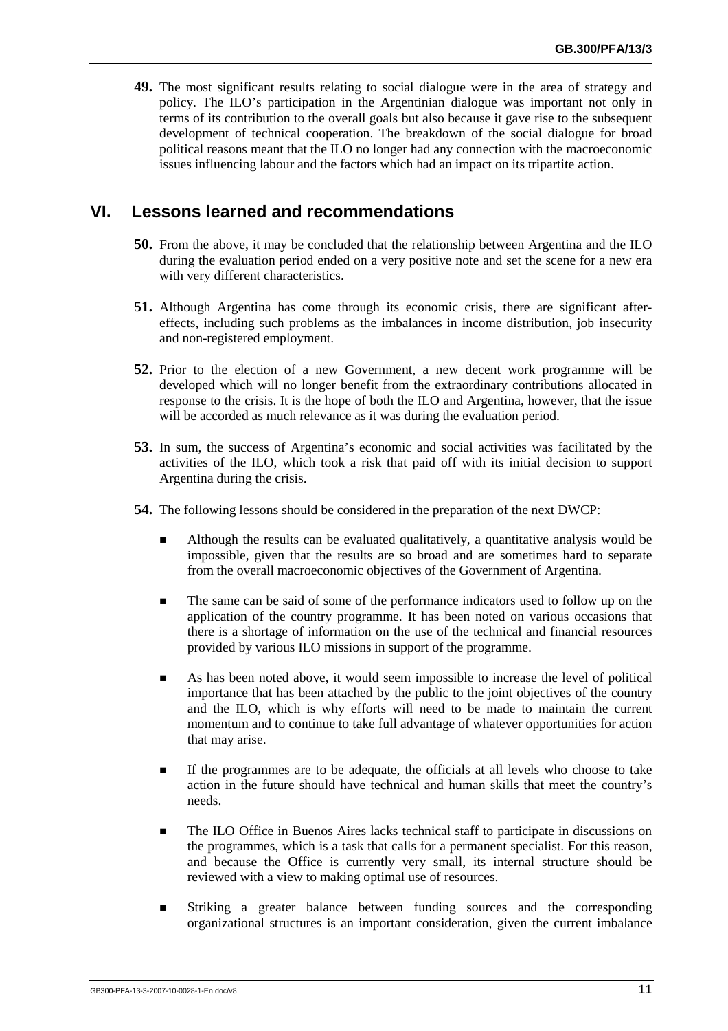**49.** The most significant results relating to social dialogue were in the area of strategy and policy. The ILO's participation in the Argentinian dialogue was important not only in terms of its contribution to the overall goals but also because it gave rise to the subsequent development of technical cooperation. The breakdown of the social dialogue for broad political reasons meant that the ILO no longer had any connection with the macroeconomic issues influencing labour and the factors which had an impact on its tripartite action.

## VI. Lessons learned and recommendations

**50.** From the above, it may be concluded that the relationship between Argentina and the ILO during the evaluation period ended on a very positive note and set the scene for a new era with very different characteristics.

**51.** Although Argentina has come through its economic crisis, there are significant after-effects, including such problems as the imbalances in income distribution, job insecurity and non-registered employment.

**52.** Prior to the election of a new Government, a new decent work programme will be developed which will no longer benefit from the extraordinary contributions allocated in response to the crisis. It is the hope of both the ILO and Argentina, however, that the issue will be accorded as much relevance as it was during the evaluation period.

**53.** In sum, the success of Argentina's economic and social activities was facilitated by the activities of the ILO, which took a risk that paid off with its initial decision to support Argentina during the crisis.

**54.** The following lessons should be considered in the preparation of the next DWCP:

- Although the results can be evaluated qualitatively, a quantitative analysis would be impossible, given that the results are so broad and are sometimes hard to separate from the overall macroeconomic objectives of the Government of Argentina.
- The same can be said of some of the performance indicators used to follow up on the application of the country programme. It has been noted on various occasions that there is a shortage of information on the use of the technical and financial resources provided by various ILO missions in support of the programme.
- As has been noted above, it would seem impossible to increase the level of political importance that has been attached by the public to the joint objectives of the country and the ILO, which is why efforts will need to be made to maintain the current momentum and to continue to take full advantage of whatever opportunities for action that may arise.
- If the programmes are to be adequate, the officials at all levels who choose to take action in the future should have technical and human skills that meet the country's needs.
- The ILO Office in Buenos Aires lacks technical staff to participate in discussions on the programmes, which is a task that calls for a permanent specialist. For this reason, and because the Office is currently very small, its internal structure should be reviewed with a view to making optimal use of resources.
- Striking a greater balance between funding sources and the corresponding organizational structures is an important consideration, given the current imbalance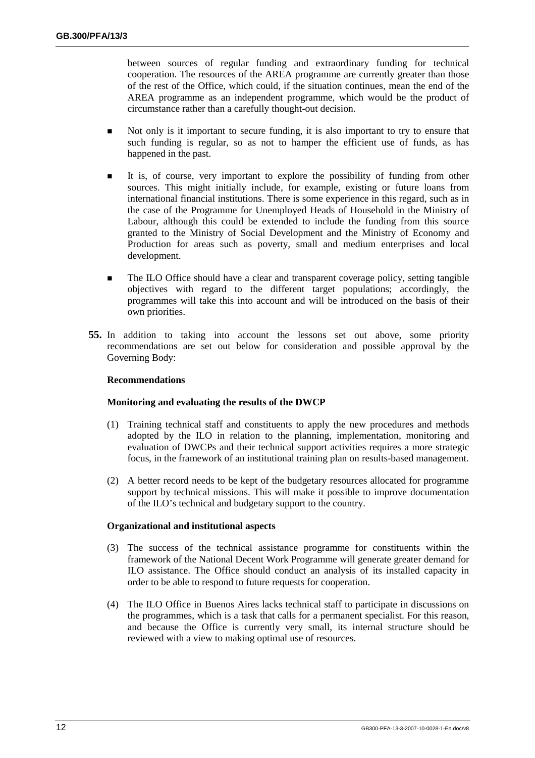between sources of regular funding and extraordinary funding for technical cooperation. The resources of the AREA programme are currently greater than those of the rest of the Office, which could, if the situation continues, mean the end of the AREA programme as an independent programme, which would be the product of circumstance rather than a carefully thought-out decision.

- Not only is it important to secure funding, it is also important to try to ensure that such funding is regular, so as not to hamper the efficient use of funds, as has happened in the past.
- It is, of course, very important to explore the possibility of funding from other sources. This might initially include, for example, existing or future loans from international financial institutions. There is some experience in this regard, such as in the case of the Programme for Unemployed Heads of Household in the Ministry of Labour, although this could be extended to include the funding from this source granted to the Ministry of Social Development and the Ministry of Economy and Production for areas such as poverty, small and medium enterprises and local development.
- The ILO Office should have a clear and transparent coverage policy, setting tangible objectives with regard to the different target populations; accordingly, the programmes will take this into account and will be introduced on the basis of their own priorities.

**55.** In addition to taking into account the lessons set out above, some priority recommendations are set out below for consideration and possible approval by the Governing Body:

**Recommendations**

**Monitoring and evaluating the results of the DWCP**

(1) Training technical staff and constituents to apply the new procedures and methods adopted by the ILO in relation to the planning, implementation, monitoring and evaluation of DWCPs and their technical support activities requires a more strategic focus, in the framework of an institutional training plan on results-based management.

(2) A better record needs to be kept of the budgetary resources allocated for programme support by technical missions. This will make it possible to improve documentation of the ILO's technical and budgetary support to the country.

**Organizational and institutional aspects**

(3) The success of the technical assistance programme for constituents within the framework of the National Decent Work Programme will generate greater demand for ILO assistance. The Office should conduct an analysis of its installed capacity in order to be able to respond to future requests for cooperation.

(4) The ILO Office in Buenos Aires lacks technical staff to participate in discussions on the programmes, which is a task that calls for a permanent specialist. For this reason, and because the Office is currently very small, its internal structure should be reviewed with a view to making optimal use of resources.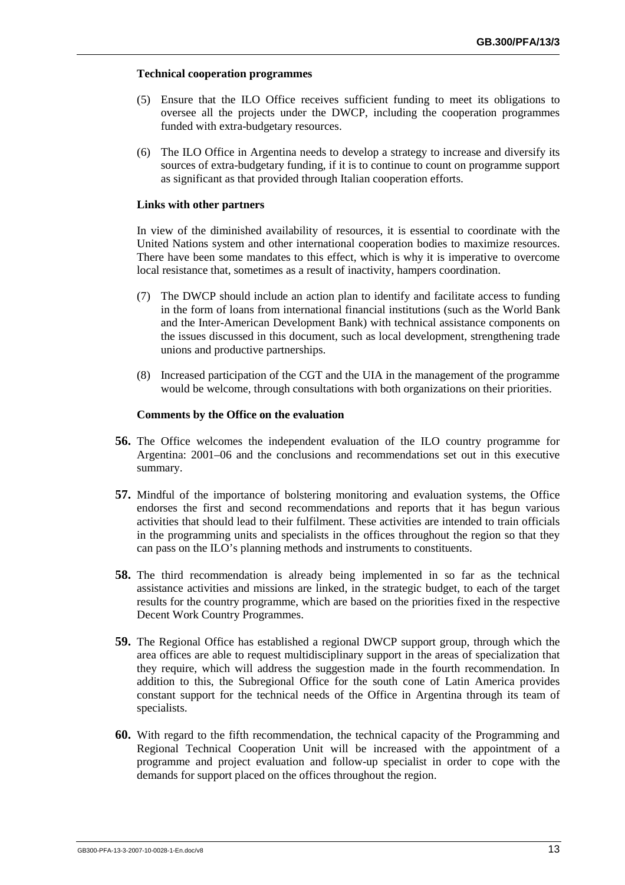**Technical cooperation programmes**

(5) Ensure that the ILO Office receives sufficient funding to meet its obligations to oversee all the projects under the DWCP, including the cooperation programmes funded with extra-budgetary resources.

(6) The ILO Office in Argentina needs to develop a strategy to increase and diversify its sources of extra-budgetary funding, if it is to continue to count on programme support as significant as that provided through Italian cooperation efforts.

**Links with other partners**

In view of the diminished availability of resources, it is essential to coordinate with the United Nations system and other international cooperation bodies to maximize resources. There have been some mandates to this effect, which is why it is imperative to overcome local resistance that, sometimes as a result of inactivity, hampers coordination.

(7) The DWCP should include an action plan to identify and facilitate access to funding in the form of loans from international financial institutions (such as the World Bank and the Inter-American Development Bank) with technical assistance components on the issues discussed in this document, such as local development, strengthening trade unions and productive partnerships.

(8) Increased participation of the CGT and the UIA in the management of the programme would be welcome, through consultations with both organizations on their priorities.

**Comments by the Office on the evaluation**

**56.** The Office welcomes the independent evaluation of the ILO country programme for Argentina: 2001–06 and the conclusions and recommendations set out in this executive summary.

**57.** Mindful of the importance of bolstering monitoring and evaluation systems, the Office endorses the first and second recommendations and reports that it has begun various activities that should lead to their fulfilment. These activities are intended to train officials in the programming units and specialists in the offices throughout the region so that they can pass on the ILO's planning methods and instruments to constituents.

**58.** The third recommendation is already being implemented in so far as the technical assistance activities and missions are linked, in the strategic budget, to each of the target results for the country programme, which are based on the priorities fixed in the respective Decent Work Country Programmes.

**59.** The Regional Office has established a regional DWCP support group, through which the area offices are able to request multidisciplinary support in the areas of specialization that they require, which will address the suggestion made in the fourth recommendation. In addition to this, the Subregional Office for the south cone of Latin America provides constant support for the technical needs of the Office in Argentina through its team of specialists.

**60.** With regard to the fifth recommendation, the technical capacity of the Programming and Regional Technical Cooperation Unit will be increased with the appointment of a programme and project evaluation and follow-up specialist in order to cope with the demands for support placed on the offices throughout the region.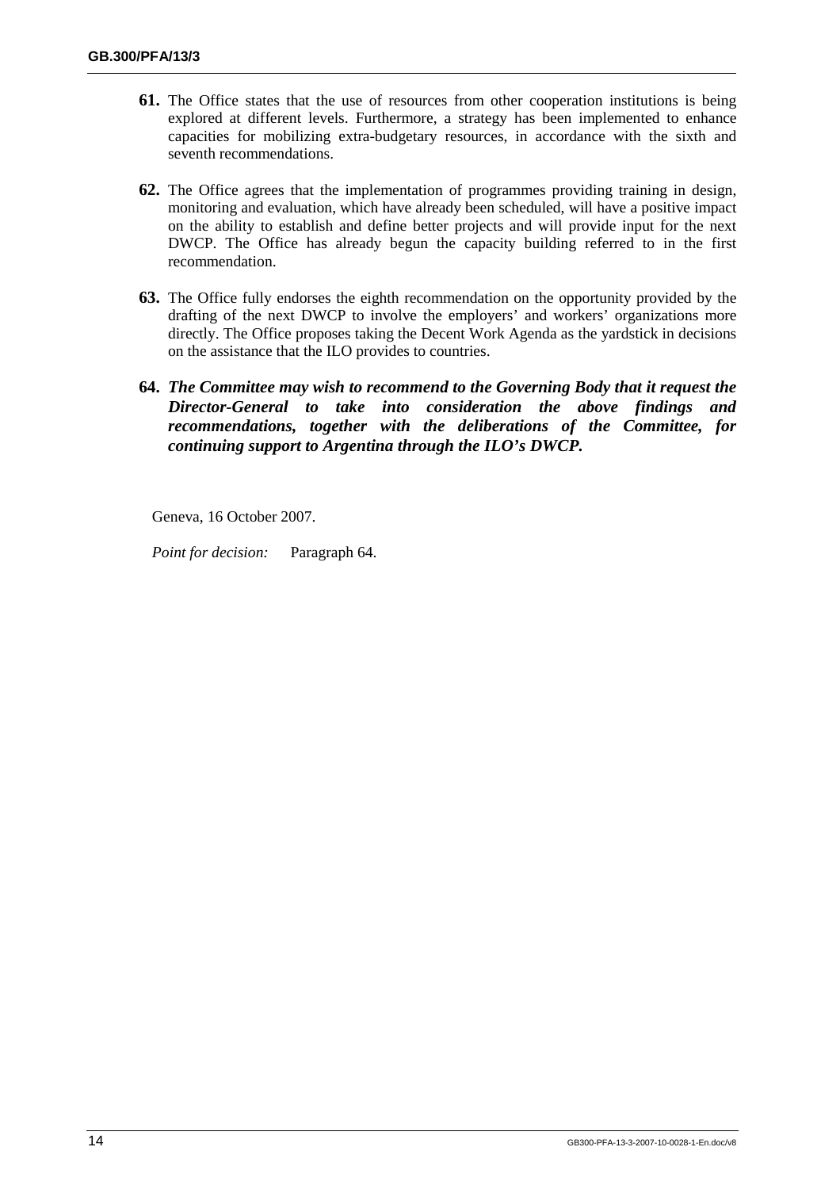**61.** The Office states that the use of resources from other cooperation institutions is being explored at different levels. Furthermore, a strategy has been implemented to enhance capacities for mobilizing extra-budgetary resources, in accordance with the sixth and seventh recommendations.

**62.** The Office agrees that the implementation of programmes providing training in design, monitoring and evaluation, which have already been scheduled, will have a positive impact on the ability to establish and define better projects and will provide input for the next DWCP. The Office has already begun the capacity building referred to in the first recommendation.

**63.** The Office fully endorses the eighth recommendation on the opportunity provided by the drafting of the next DWCP to involve the employers' and workers' organizations more directly. The Office proposes taking the Decent Work Agenda as the yardstick in decisions on the assistance that the ILO provides to countries.

**64.** ***The Committee may wish to recommend to the Governing Body that it request the Director-General to take into consideration the above findings and recommendations, together with the deliberations of the Committee, for continuing support to Argentina through the ILO's DWCP.***

Geneva, 16 October 2007.

*Point for decision:* Paragraph 64.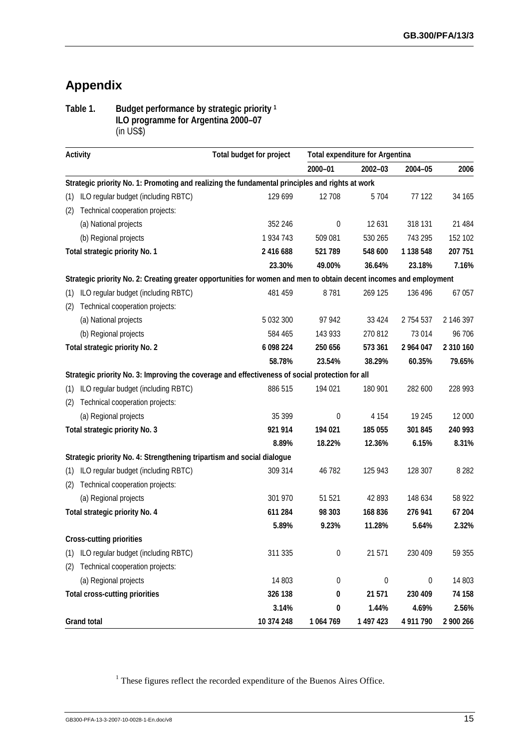# Appendix

**Table 1. Budget performance by strategic priority [1]**
**ILO programme for Argentina 2000–07**
(in US$)

| Activity | Total budget for project | Total expenditure for Argentina | | | |
|---|---|---|---|---|---|
| | | 2000–01 | 2002–03 | 2004–05 | 2006 |
| **Strategic priority No. 1: Promoting and realizing the fundamental principles and rights at work** | | | | | |
| (1) ILO regular budget (including RBTC) | 129 699 | 12 708 | 5 704 | 77 122 | 34 165 |
| (2) Technical cooperation projects: | | | | | |
| (a) National projects | 352 246 | 0 | 12 631 | 318 131 | 21 484 |
| (b) Regional projects | 1 934 743 | 509 081 | 530 265 | 743 295 | 152 102 |
| **Total strategic priority No. 1** | **2 416 688** | **521 789** | **548 600** | **1 138 548** | **207 751** |
| | **23.30%** | **49.00%** | **36.64%** | **23.18%** | **7.16%** |
| **Strategic priority No. 2: Creating greater opportunities for women and men to obtain decent incomes and employment** | | | | | |
| (1) ILO regular budget (including RBTC) | 481 459 | 8 781 | 269 125 | 136 496 | 67 057 |
| (2) Technical cooperation projects: | | | | | |
| (a) National projects | 5 032 300 | 97 942 | 33 424 | 2 754 537 | 2 146 397 |
| (b) Regional projects | 584 465 | 143 933 | 270 812 | 73 014 | 96 706 |
| **Total strategic priority No. 2** | **6 098 224** | **250 656** | **573 361** | **2 964 047** | **2 310 160** |
| | **58.78%** | **23.54%** | **38.29%** | **60.35%** | **79.65%** |
| **Strategic priority No. 3: Improving the coverage and effectiveness of social protection for all** | | | | | |
| (1) ILO regular budget (including RBTC) | 886 515 | 194 021 | 180 901 | 282 600 | 228 993 |
| (2) Technical cooperation projects: | | | | | |
| (a) Regional projects | 35 399 | 0 | 4 154 | 19 245 | 12 000 |
| **Total strategic priority No. 3** | **921 914** | **194 021** | **185 055** | **301 845** | **240 993** |
| | **8.89%** | **18.22%** | **12.36%** | **6.15%** | **8.31%** |
| **Strategic priority No. 4: Strengthening tripartism and social dialogue** | | | | | |
| (1) ILO regular budget (including RBTC) | 309 314 | 46 782 | 125 943 | 128 307 | 8 282 |
| (2) Technical cooperation projects: | | | | | |
| (a) Regional projects | 301 970 | 51 521 | 42 893 | 148 634 | 58 922 |
| **Total strategic priority No. 4** | **611 284** | **98 303** | **168 836** | **276 941** | **67 204** |
| | **5.89%** | **9.23%** | **11.28%** | **5.64%** | **2.32%** |
| **Cross-cutting priorities** | | | | | |
| (1) ILO regular budget (including RBTC) | 311 335 | 0 | 21 571 | 230 409 | 59 355 |
| (2) Technical cooperation projects: | | | | | |
| (a) Regional projects | 14 803 | 0 | 0 | 0 | 14 803 |
| **Total cross-cutting priorities** | **326 138** | **0** | **21 571** | **230 409** | **74 158** |
| | **3.14%** | **0** | **1.44%** | **4.69%** | **2.56%** |
| **Grand total** | **10 374 248** | **1 064 769** | **1 497 423** | **4 911 790** | **2 900 266** |

[1] These figures reflect the recorded expenditure of the Buenos Aires Office.